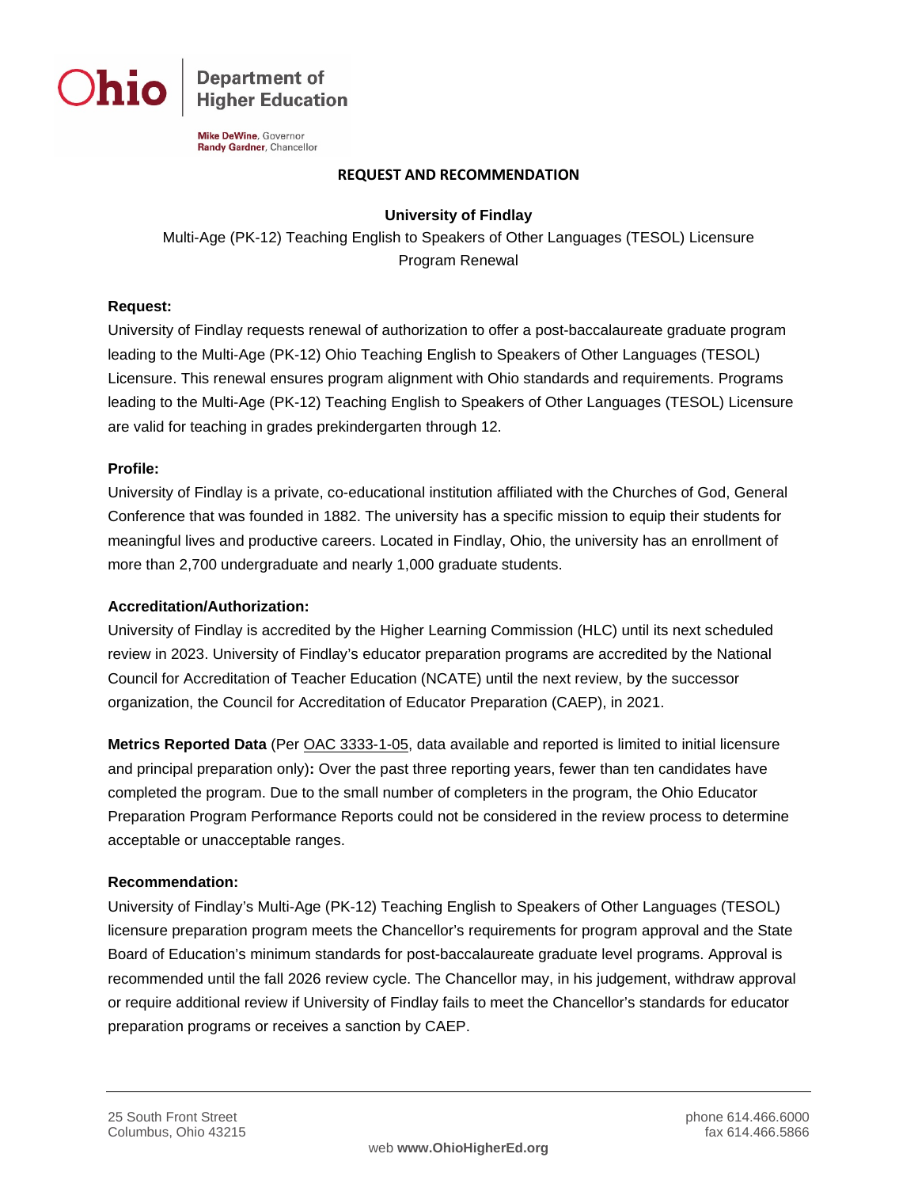Ohio | Department of Higher Education

**Mike DeWine**, Governor
**Randy Gardner**, Chancellor

**REQUEST AND RECOMMENDATION**

**University of Findlay**

Multi-Age (PK-12) Teaching English to Speakers of Other Languages (TESOL) Licensure Program Renewal

**Request:**

University of Findlay requests renewal of authorization to offer a post-baccalaureate graduate program leading to the Multi-Age (PK-12) Ohio Teaching English to Speakers of Other Languages (TESOL) Licensure. This renewal ensures program alignment with Ohio standards and requirements. Programs leading to the Multi-Age (PK-12) Teaching English to Speakers of Other Languages (TESOL) Licensure are valid for teaching in grades prekindergarten through 12.

**Profile:**

University of Findlay is a private, co-educational institution affiliated with the Churches of God, General Conference that was founded in 1882. The university has a specific mission to equip their students for meaningful lives and productive careers. Located in Findlay, Ohio, the university has an enrollment of more than 2,700 undergraduate and nearly 1,000 graduate students.

**Accreditation/Authorization:**

University of Findlay is accredited by the Higher Learning Commission (HLC) until its next scheduled review in 2023. University of Findlay's educator preparation programs are accredited by the National Council for Accreditation of Teacher Education (NCATE) until the next review, by the successor organization, the Council for Accreditation of Educator Preparation (CAEP), in 2021.

**Metrics Reported Data** (Per OAC 3333-1-05, data available and reported is limited to initial licensure and principal preparation only)**:** Over the past three reporting years, fewer than ten candidates have completed the program. Due to the small number of completers in the program, the Ohio Educator Preparation Program Performance Reports could not be considered in the review process to determine acceptable or unacceptable ranges.

**Recommendation:**

University of Findlay's Multi-Age (PK-12) Teaching English to Speakers of Other Languages (TESOL) licensure preparation program meets the Chancellor's requirements for program approval and the State Board of Education's minimum standards for post-baccalaureate graduate level programs. Approval is recommended until the fall 2026 review cycle. The Chancellor may, in his judgement, withdraw approval or require additional review if University of Findlay fails to meet the Chancellor's standards for educator preparation programs or receives a sanction by CAEP.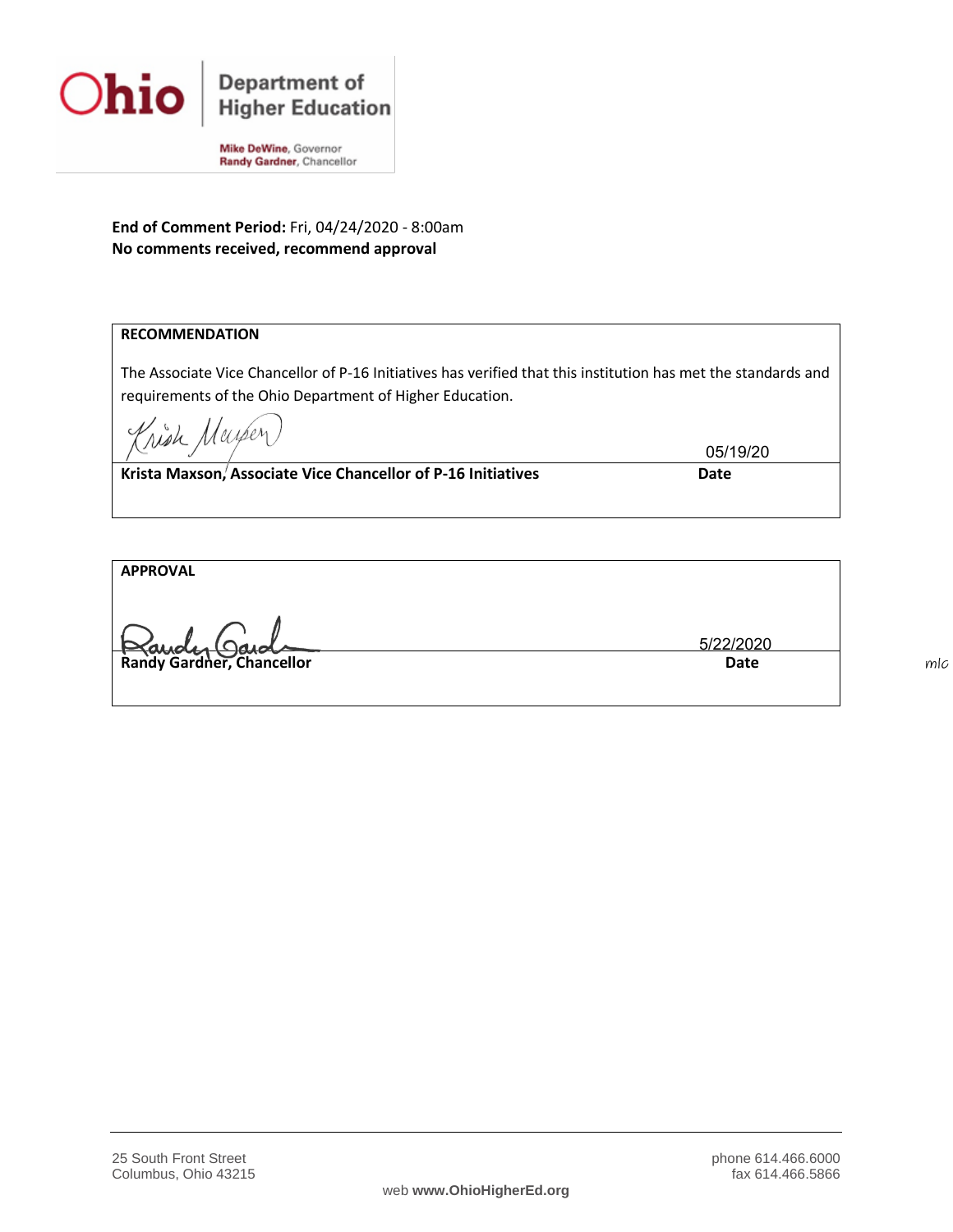Ohio Department of Higher Education

Mike DeWine, Governor
Randy Gardner, Chancellor

**End of Comment Period:** Fri, 04/24/2020 - 8:00am
**No comments received, recommend approval**

**RECOMMENDATION**

The Associate Vice Chancellor of P-16 Initiatives has verified that this institution has met the standards and requirements of the Ohio Department of Higher Education.

05/19/20

**Krista Maxson, Associate Vice Chancellor of P-16 Initiatives** **Date**

**APPROVAL**

5/22/2020

**Randy Gardner, Chancellor** **Date**

mlc

25 South Front Street
Columbus, Ohio 43215

phone 614.466.6000
fax 614.466.5866

web **www.OhioHigherEd.org**